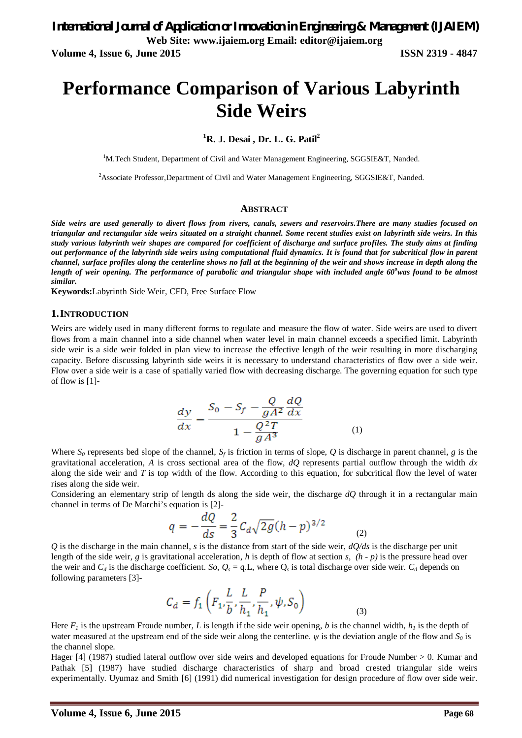# Performance Comparison of Various Labyrinth Side Weirs

**[1]R. J. Desai , Dr. L. G. Patil[2]**

[1]M.Tech Student, Department of Civil and Water Management Engineering, SGGSIE&T, Nanded.

[2]Associate Professor,Department of Civil and Water Management Engineering, SGGSIE&T, Nanded.

## ABSTRACT

***Side weirs are used generally to divert flows from rivers, canals, sewers and reservoirs.There are many studies focused on triangular and rectangular side weirs situated on a straight channel. Some recent studies exist on labyrinth side weirs. In this study various labyrinth weir shapes are compared for coefficient of discharge and surface profiles. The study aims at finding out performance of the labyrinth side weirs using computational fluid dynamics. It is found that for subcritical flow in parent channel, surface profiles along the centerline shows no fall at the beginning of the weir and shows increase in depth along the length of weir opening. The performance of parabolic and triangular shape with included angle 60°was found to be almost similar.***

**Keywords:**Labyrinth Side Weir, CFD, Free Surface Flow

## 1. INTRODUCTION

Weirs are widely used in many different forms to regulate and measure the flow of water. Side weirs are used to divert flows from a main channel into a side channel when water level in main channel exceeds a specified limit. Labyrinth side weir is a side weir folded in plan view to increase the effective length of the weir resulting in more discharging capacity. Before discussing labyrinth side weirs it is necessary to understand characteristics of flow over a side weir. Flow over a side weir is a case of spatially varied flow with decreasing discharge. The governing equation for such type of flow is [1]-

$$\frac{dy}{dx} = \frac{S_0 - S_f - \dfrac{Q}{gA^2}\dfrac{dQ}{dx}}{1 - \dfrac{Q^2 T}{gA^3}} \tag{1}$$

Where $S_0$ represents bed slope of the channel, $S_f$ is friction in terms of slope, $Q$ is discharge in parent channel, $g$ is the gravitational acceleration, $A$ is cross sectional area of the flow, $dQ$ represents partial outflow through the width $dx$ along the side weir and $T$ is top width of the flow. According to this equation, for subcritical flow the level of water rises along the side weir.

Considering an elementary strip of length ds along the side weir, the discharge $dQ$ through it in a rectangular main channel in terms of De Marchi's equation is [2]-

$$q = -\frac{dQ}{ds} = \frac{2}{3} C_d \sqrt{2g}(h - p)^{3/2} \tag{2}$$

$Q$ is the discharge in the main channel, $s$ is the distance from start of the side weir, $dQ/ds$ is the discharge per unit length of the side weir, $g$ is gravitational acceleration, $h$ is depth of flow at section $s$, $(h - p)$ is the pressure head over the weir and $C_d$ is the discharge coefficient. *So*, $Q_s$ = q.L, where $Q_s$ is total discharge over side weir. $C_d$ depends on following parameters [3]-

$$C_d = f_1\left(F_1, \frac{L}{b}, \frac{L}{h_1}, \frac{P}{h_1}, \psi, S_0\right) \tag{3}$$

Here $F_1$ is the upstream Froude number, $L$ is length if the side weir opening, $b$ is the channel width, $h_1$ is the depth of water measured at the upstream end of the side weir along the centerline. $\psi$ is the deviation angle of the flow and $S_0$ is the channel slope.

Hager [4] (1987) studied lateral outflow over side weirs and developed equations for Froude Number > 0. Kumar and Pathak [5] (1987) have studied discharge characteristics of sharp and broad crested triangular side weirs experimentally. Uyumaz and Smith [6] (1991) did numerical investigation for design procedure of flow over side weir.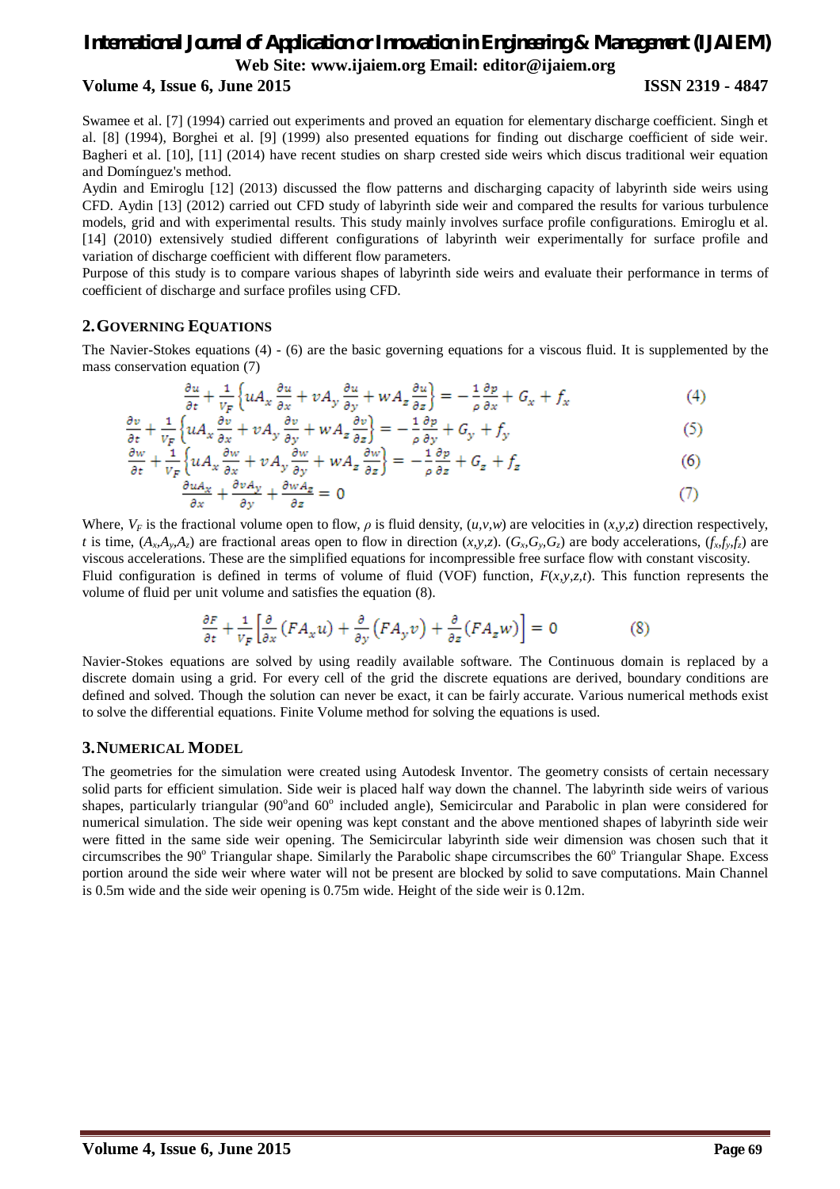Swamee et al. [7] (1994) carried out experiments and proved an equation for elementary discharge coefficient. Singh et al. [8] (1994), Borghei et al. [9] (1999) also presented equations for finding out discharge coefficient of side weir. Bagheri et al. [10], [11] (2014) have recent studies on sharp crested side weirs which discus traditional weir equation and Domínguez's method.

Aydin and Emiroglu [12] (2013) discussed the flow patterns and discharging capacity of labyrinth side weirs using CFD. Aydin [13] (2012) carried out CFD study of labyrinth side weir and compared the results for various turbulence models, grid and with experimental results. This study mainly involves surface profile configurations. Emiroglu et al. [14] (2010) extensively studied different configurations of labyrinth weir experimentally for surface profile and variation of discharge coefficient with different flow parameters.

Purpose of this study is to compare various shapes of labyrinth side weirs and evaluate their performance in terms of coefficient of discharge and surface profiles using CFD.

## 2. GOVERNING EQUATIONS

The Navier-Stokes equations (4) - (6) are the basic governing equations for a viscous fluid. It is supplemented by the mass conservation equation (7)

$$\frac{\partial u}{\partial t} + \frac{1}{V_F}\left\{uA_x\frac{\partial u}{\partial x} + vA_y\frac{\partial u}{\partial y} + wA_z\frac{\partial u}{\partial z}\right\} = -\frac{1}{\rho}\frac{\partial p}{\partial x} + G_x + f_x \quad (4)$$

$$\frac{\partial v}{\partial t} + \frac{1}{V_F}\left\{uA_x\frac{\partial v}{\partial x} + vA_y\frac{\partial v}{\partial y} + wA_z\frac{\partial v}{\partial z}\right\} = -\frac{1}{\rho}\frac{\partial p}{\partial y} + G_y + f_y \quad (5)$$

$$\frac{\partial w}{\partial t} + \frac{1}{V_F}\left\{uA_x\frac{\partial w}{\partial x} + vA_y\frac{\partial w}{\partial y} + wA_z\frac{\partial w}{\partial z}\right\} = -\frac{1}{\rho}\frac{\partial p}{\partial z} + G_z + f_z \quad (6)$$

$$\frac{\partial uA_x}{\partial x} + \frac{\partial vA_y}{\partial y} + \frac{\partial wA_z}{\partial z} = 0 \quad (7)$$

Where, $V_F$ is the fractional volume open to flow, $\rho$ is fluid density, $(u,v,w)$ are velocities in $(x,y,z)$ direction respectively, $t$ is time, $(A_x,A_y,A_z)$ are fractional areas open to flow in direction $(x,y,z)$. $(G_x,G_y,G_z)$ are body accelerations, $(f_x,f_y,f_z)$ are viscous accelerations. These are the simplified equations for incompressible free surface flow with constant viscosity.

Fluid configuration is defined in terms of volume of fluid (VOF) function, $F(x,y,z,t)$. This function represents the volume of fluid per unit volume and satisfies the equation (8).

$$\frac{\partial F}{\partial t} + \frac{1}{V_F}\left[\frac{\partial}{\partial x}(FA_x u) + \frac{\partial}{\partial y}(FA_y v) + \frac{\partial}{\partial z}(FA_z w)\right] = 0 \quad (8)$$

Navier-Stokes equations are solved by using readily available software. The Continuous domain is replaced by a discrete domain using a grid. For every cell of the grid the discrete equations are derived, boundary conditions are defined and solved. Though the solution can never be exact, it can be fairly accurate. Various numerical methods exist to solve the differential equations. Finite Volume method for solving the equations is used.

## 3. NUMERICAL MODEL

The geometries for the simulation were created using Autodesk Inventor. The geometry consists of certain necessary solid parts for efficient simulation. Side weir is placed half way down the channel. The labyrinth side weirs of various shapes, particularly triangular ($90^o$ and $60^o$ included angle), Semicircular and Parabolic in plan were considered for numerical simulation. The side weir opening was kept constant and the above mentioned shapes of labyrinth side weir were fitted in the same side weir opening. The Semicircular labyrinth side weir dimension was chosen such that it circumscribes the $90^o$ Triangular shape. Similarly the Parabolic shape circumscribes the $60^o$ Triangular Shape. Excess portion around the side weir where water will not be present are blocked by solid to save computations. Main Channel is 0.5m wide and the side weir opening is 0.75m wide. Height of the side weir is 0.12m.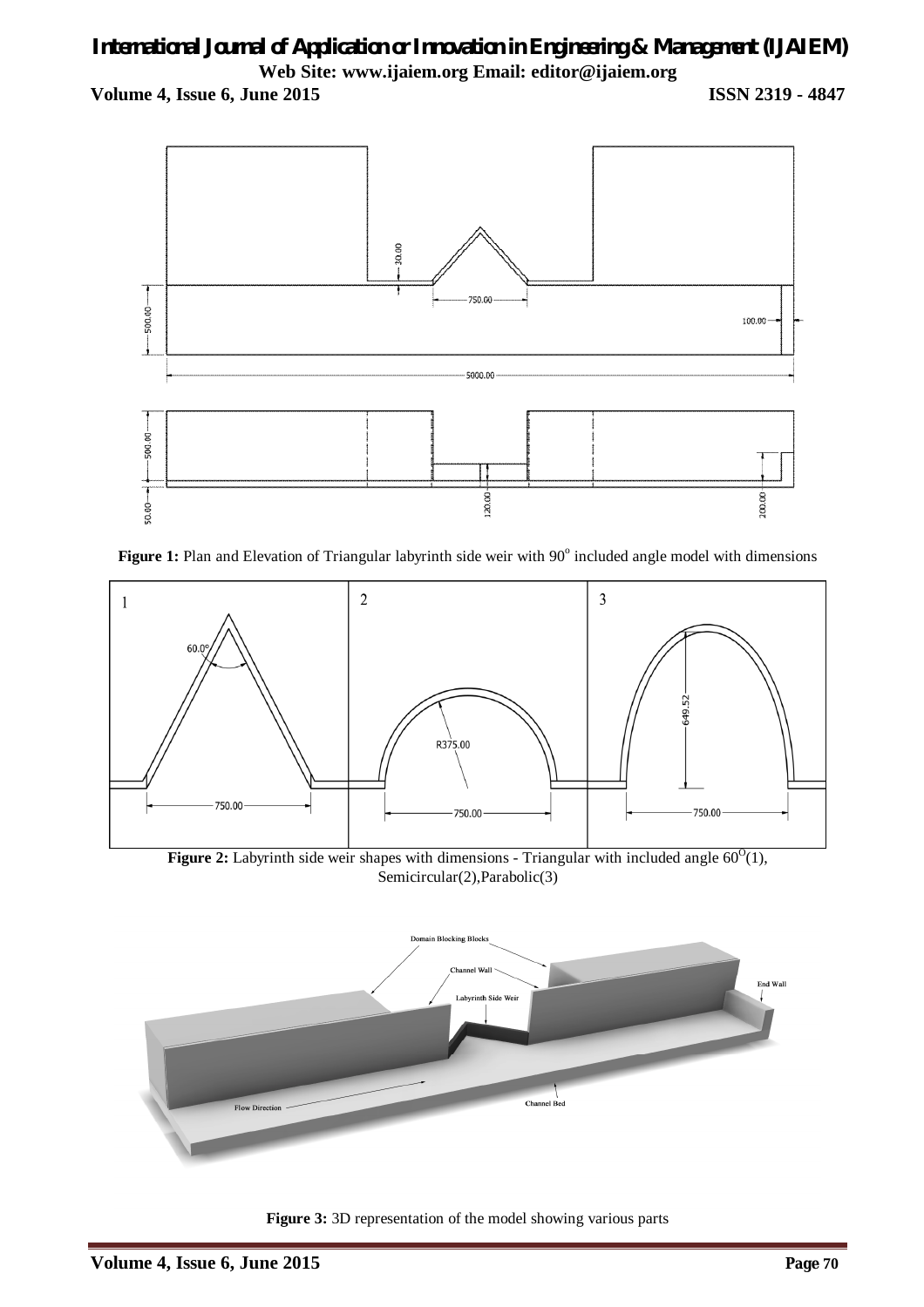**Figure 1:** Plan and Elevation of Triangular labyrinth side weir with 90$^{o}$ included angle model with dimensions

**Figure 2:** Labyrinth side weir shapes with dimensions - Triangular with included angle 60$^{O}$(1), Semicircular(2),Parabolic(3)

**Figure 3:** 3D representation of the model showing various parts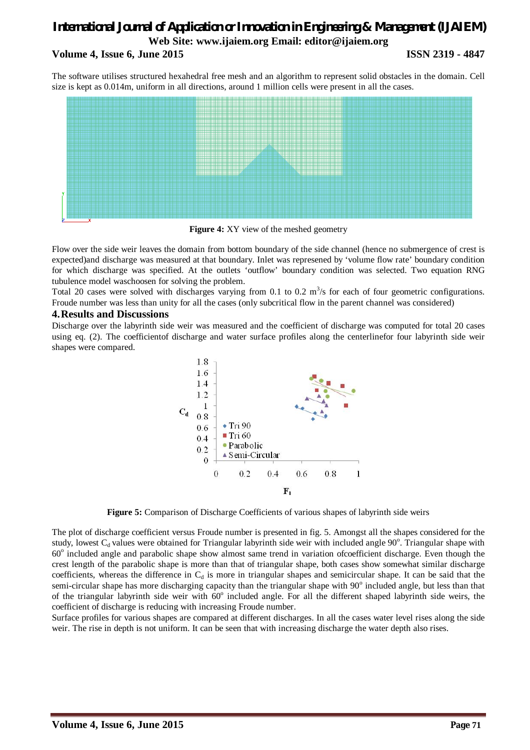The software utilises structured hexahedral free mesh and an algorithm to represent solid obstacles in the domain. Cell size is kept as 0.014m, uniform in all directions, around 1 million cells were present in all the cases.

**Figure 4:** XY view of the meshed geometry

Flow over the side weir leaves the domain from bottom boundary of the side channel (hence no submergence of crest is expected)and discharge was measured at that boundary. Inlet was represened by 'volume flow rate' boundary condition for which discharge was specified. At the outlets 'outflow' boundary condition was selected. Two equation RNG tubulence model waschoosen for solving the problem.

Total 20 cases were solved with discharges varying from 0.1 to 0.2 $m^3/s$ for each of four geometric configurations. Froude number was less than unity for all the cases (only subcritical flow in the parent channel was considered)

## 4. Results and Discussions

Discharge over the labyrinth side weir was measured and the coefficient of discharge was computed for total 20 cases using eq. (2). The coefficientof discharge and water surface profiles along the centerlinefor four labyrinth side weir shapes were compared.

**Figure 5:** Comparison of Discharge Coefficients of various shapes of labyrinth side weirs

The plot of discharge coefficient versus Froude number is presented in fig. 5. Amongst all the shapes considered for the study, lowest $C_d$ values were obtained for Triangular labyrinth side weir with included angle $90^o$. Triangular shape with $60^o$ included angle and parabolic shape show almost same trend in variation ofcoefficient discharge. Even though the crest length of the parabolic shape is more than that of triangular shape, both cases show somewhat similar discharge coefficients, whereas the difference in $C_d$ is more in triangular shapes and semicircular shape. It can be said that the semi-circular shape has more discharging capacity than the triangular shape with $90^o$ included angle, but less than that of the triangular labyrinth side weir with $60^o$ included angle. For all the different shaped labyrinth side weirs, the coefficient of discharge is reducing with increasing Froude number.

Surface profiles for various shapes are compared at different discharges. In all the cases water level rises along the side weir. The rise in depth is not uniform. It can be seen that with increasing discharge the water depth also rises.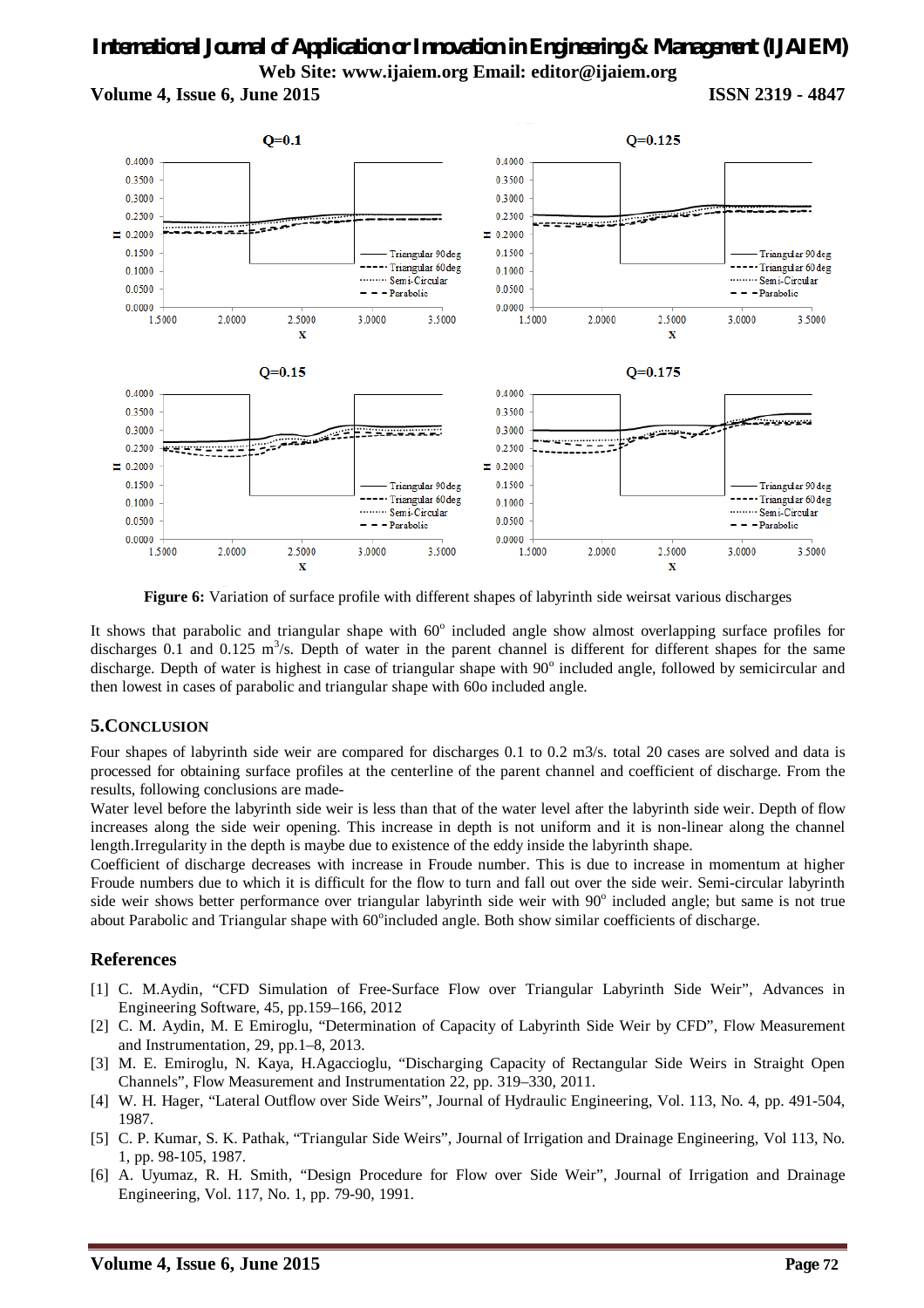**Figure 6:** Variation of surface profile with different shapes of labyrinth side weirsat various discharges

It shows that parabolic and triangular shape with 60$^o$ included angle show almost overlapping surface profiles for discharges 0.1 and 0.125 $m^3$/s. Depth of water in the parent channel is different for different shapes for the same discharge. Depth of water is highest in case of triangular shape with 90$^o$ included angle, followed by semicircular and then lowest in cases of parabolic and triangular shape with 60o included angle.

## 5.CONCLUSION

Four shapes of labyrinth side weir are compared for discharges 0.1 to 0.2 m3/s. total 20 cases are solved and data is processed for obtaining surface profiles at the centerline of the parent channel and coefficient of discharge. From the results, following conclusions are made-

Water level before the labyrinth side weir is less than that of the water level after the labyrinth side weir. Depth of flow increases along the side weir opening. This increase in depth is not uniform and it is non-linear along the channel length.Irregularity in the depth is maybe due to existence of the eddy inside the labyrinth shape.

Coefficient of discharge decreases with increase in Froude number. This is due to increase in momentum at higher Froude numbers due to which it is difficult for the flow to turn and fall out over the side weir. Semi-circular labyrinth side weir shows better performance over triangular labyrinth side weir with 90$^o$ included angle; but same is not true about Parabolic and Triangular shape with 60$^o$included angle. Both show similar coefficients of discharge.

## References

[1] C. M.Aydin, "CFD Simulation of Free-Surface Flow over Triangular Labyrinth Side Weir", Advances in Engineering Software, 45, pp.159–166, 2012

[2] C. M. Aydin, M. E Emiroglu, "Determination of Capacity of Labyrinth Side Weir by CFD", Flow Measurement and Instrumentation, 29, pp.1–8, 2013.

[3] M. E. Emiroglu, N. Kaya, H.Agaccioglu, "Discharging Capacity of Rectangular Side Weirs in Straight Open Channels", Flow Measurement and Instrumentation 22, pp. 319–330, 2011.

[4] W. H. Hager, "Lateral Outflow over Side Weirs", Journal of Hydraulic Engineering, Vol. 113, No. 4, pp. 491-504, 1987.

[5] C. P. Kumar, S. K. Pathak, "Triangular Side Weirs", Journal of Irrigation and Drainage Engineering, Vol 113, No. 1, pp. 98-105, 1987.

[6] A. Uyumaz, R. H. Smith, "Design Procedure for Flow over Side Weir", Journal of Irrigation and Drainage Engineering, Vol. 117, No. 1, pp. 79-90, 1991.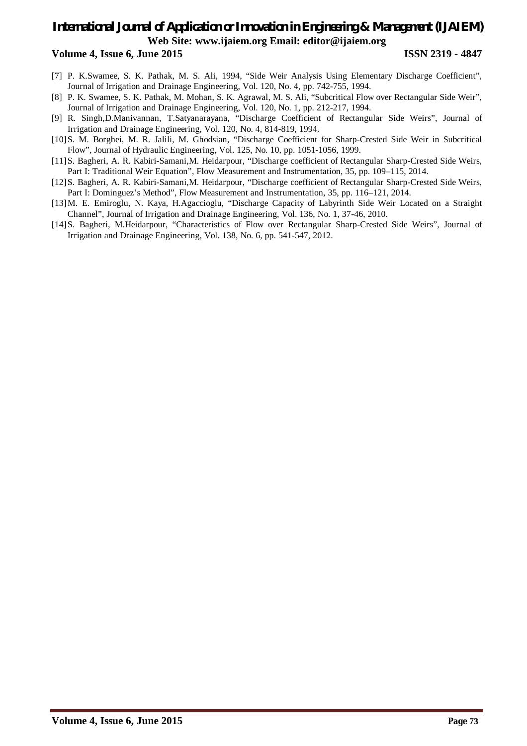[7] P. K.Swamee, S. K. Pathak, M. S. Ali, 1994, "Side Weir Analysis Using Elementary Discharge Coefficient", Journal of Irrigation and Drainage Engineering, Vol. 120, No. 4, pp. 742-755, 1994.

[8] P. K. Swamee, S. K. Pathak, M. Mohan, S. K. Agrawal, M. S. Ali, "Subcritical Flow over Rectangular Side Weir", Journal of Irrigation and Drainage Engineering, Vol. 120, No. 1, pp. 212-217, 1994.

[9] R. Singh,D.Manivannan, T.Satyanarayana, "Discharge Coefficient of Rectangular Side Weirs", Journal of Irrigation and Drainage Engineering, Vol. 120, No. 4, 814-819, 1994.

[10] S. M. Borghei, M. R. Jalili, M. Ghodsian, "Discharge Coefficient for Sharp-Crested Side Weir in Subcritical Flow", Journal of Hydraulic Engineering, Vol. 125, No. 10, pp. 1051-1056, 1999.

[11] S. Bagheri, A. R. Kabiri-Samani,M. Heidarpour, "Discharge coefficient of Rectangular Sharp-Crested Side Weirs, Part I: Traditional Weir Equation", Flow Measurement and Instrumentation, 35, pp. 109–115, 2014.

[12] S. Bagheri, A. R. Kabiri-Samani,M. Heidarpour, "Discharge coefficient of Rectangular Sharp-Crested Side Weirs, Part I: Dominguez's Method", Flow Measurement and Instrumentation, 35, pp. 116–121, 2014.

[13] M. E. Emiroglu, N. Kaya, H.Agaccioglu, "Discharge Capacity of Labyrinth Side Weir Located on a Straight Channel", Journal of Irrigation and Drainage Engineering, Vol. 136, No. 1, 37-46, 2010.

[14] S. Bagheri, M.Heidarpour, "Characteristics of Flow over Rectangular Sharp-Crested Side Weirs", Journal of Irrigation and Drainage Engineering, Vol. 138, No. 6, pp. 541-547, 2012.